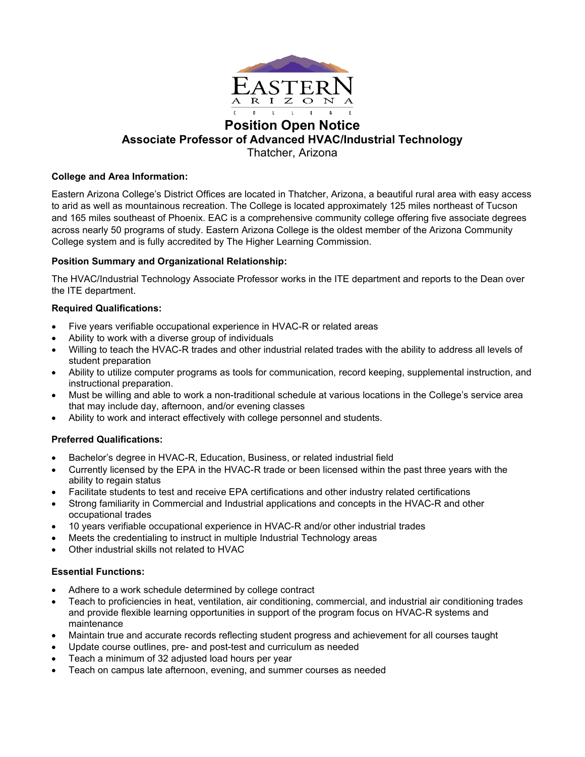# Position Open Notice

## Associate Professor of Advanced HVAC/Industrial Technology

Thatcher, Arizona

**College and Area Information:**

Eastern Arizona College's District Offices are located in Thatcher, Arizona, a beautiful rural area with easy access to arid as well as mountainous recreation. The College is located approximately 125 miles northeast of Tucson and 165 miles southeast of Phoenix. EAC is a comprehensive community college offering five associate degrees across nearly 50 programs of study. Eastern Arizona College is the oldest member of the Arizona Community College system and is fully accredited by The Higher Learning Commission.

**Position Summary and Organizational Relationship:**

The HVAC/Industrial Technology Associate Professor works in the ITE department and reports to the Dean over the ITE department.

**Required Qualifications:**

- Five years verifiable occupational experience in HVAC-R or related areas
- Ability to work with a diverse group of individuals
- Willing to teach the HVAC-R trades and other industrial related trades with the ability to address all levels of student preparation
- Ability to utilize computer programs as tools for communication, record keeping, supplemental instruction, and instructional preparation.
- Must be willing and able to work a non-traditional schedule at various locations in the College's service area that may include day, afternoon, and/or evening classes
- Ability to work and interact effectively with college personnel and students.

**Preferred Qualifications:**

- Bachelor's degree in HVAC-R, Education, Business, or related industrial field
- Currently licensed by the EPA in the HVAC-R trade or been licensed within the past three years with the ability to regain status
- Facilitate students to test and receive EPA certifications and other industry related certifications
- Strong familiarity in Commercial and Industrial applications and concepts in the HVAC-R and other occupational trades
- 10 years verifiable occupational experience in HVAC-R and/or other industrial trades
- Meets the credentialing to instruct in multiple Industrial Technology areas
- Other industrial skills not related to HVAC

**Essential Functions:**

- Adhere to a work schedule determined by college contract
- Teach to proficiencies in heat, ventilation, air conditioning, commercial, and industrial air conditioning trades and provide flexible learning opportunities in support of the program focus on HVAC-R systems and maintenance
- Maintain true and accurate records reflecting student progress and achievement for all courses taught
- Update course outlines, pre- and post-test and curriculum as needed
- Teach a minimum of 32 adjusted load hours per year
- Teach on campus late afternoon, evening, and summer courses as needed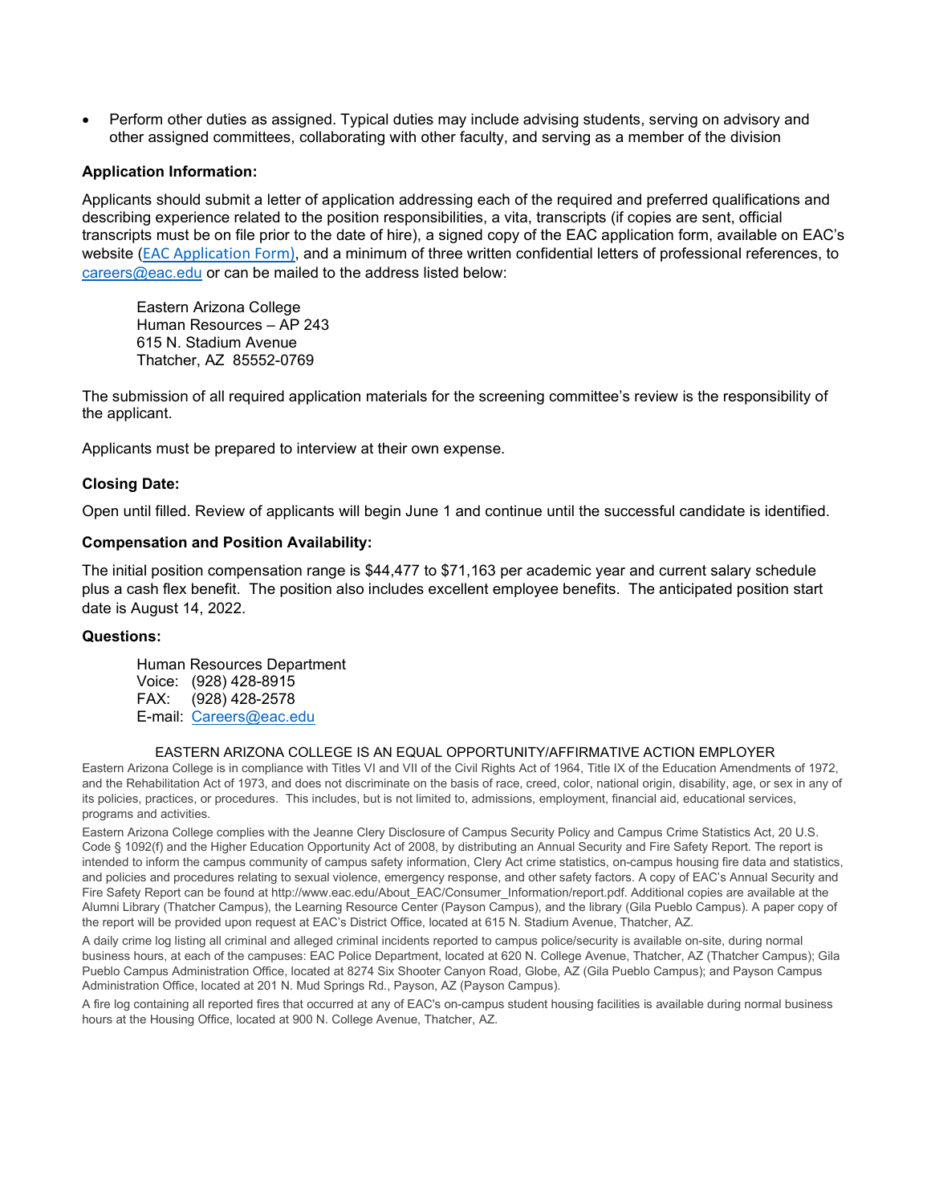- Perform other duties as assigned. Typical duties may include advising students, serving on advisory and other assigned committees, collaborating with other faculty, and serving as a member of the division

**Application Information:**

Applicants should submit a letter of application addressing each of the required and preferred qualifications and describing experience related to the position responsibilities, a vita, transcripts (if copies are sent, official transcripts must be on file prior to the date of hire), a signed copy of the EAC application form, available on EAC's website (EAC Application Form), and a minimum of three written confidential letters of professional references, to careers@eac.edu or can be mailed to the address listed below:

Eastern Arizona College
Human Resources – AP 243
615 N. Stadium Avenue
Thatcher, AZ 85552-0769

The submission of all required application materials for the screening committee's review is the responsibility of the applicant.

Applicants must be prepared to interview at their own expense.

**Closing Date:**

Open until filled. Review of applicants will begin June 1 and continue until the successful candidate is identified.

**Compensation and Position Availability:**

The initial position compensation range is $44,477 to $71,163 per academic year and current salary schedule plus a cash flex benefit. The position also includes excellent employee benefits. The anticipated position start date is August 14, 2022.

**Questions:**

Human Resources Department
Voice: (928) 428-8915
FAX: (928) 428-2578
E-mail: Careers@eac.edu

EASTERN ARIZONA COLLEGE IS AN EQUAL OPPORTUNITY/AFFIRMATIVE ACTION EMPLOYER

Eastern Arizona College is in compliance with Titles VI and VII of the Civil Rights Act of 1964, Title IX of the Education Amendments of 1972, and the Rehabilitation Act of 1973, and does not discriminate on the basis of race, creed, color, national origin, disability, age, or sex in any of its policies, practices, or procedures. This includes, but is not limited to, admissions, employment, financial aid, educational services, programs and activities.

Eastern Arizona College complies with the Jeanne Clery Disclosure of Campus Security Policy and Campus Crime Statistics Act, 20 U.S. Code § 1092(f) and the Higher Education Opportunity Act of 2008, by distributing an Annual Security and Fire Safety Report. The report is intended to inform the campus community of campus safety information, Clery Act crime statistics, on-campus housing fire data and statistics, and policies and procedures relating to sexual violence, emergency response, and other safety factors. A copy of EAC's Annual Security and Fire Safety Report can be found at http://www.eac.edu/About_EAC/Consumer_Information/report.pdf. Additional copies are available at the Alumni Library (Thatcher Campus), the Learning Resource Center (Payson Campus), and the library (Gila Pueblo Campus). A paper copy of the report will be provided upon request at EAC's District Office, located at 615 N. Stadium Avenue, Thatcher, AZ.

A daily crime log listing all criminal and alleged criminal incidents reported to campus police/security is available on-site, during normal business hours, at each of the campuses: EAC Police Department, located at 620 N. College Avenue, Thatcher, AZ (Thatcher Campus); Gila Pueblo Campus Administration Office, located at 8274 Six Shooter Canyon Road, Globe, AZ (Gila Pueblo Campus); and Payson Campus Administration Office, located at 201 N. Mud Springs Rd., Payson, AZ (Payson Campus).

A fire log containing all reported fires that occurred at any of EAC's on-campus student housing facilities is available during normal business hours at the Housing Office, located at 900 N. College Avenue, Thatcher, AZ.